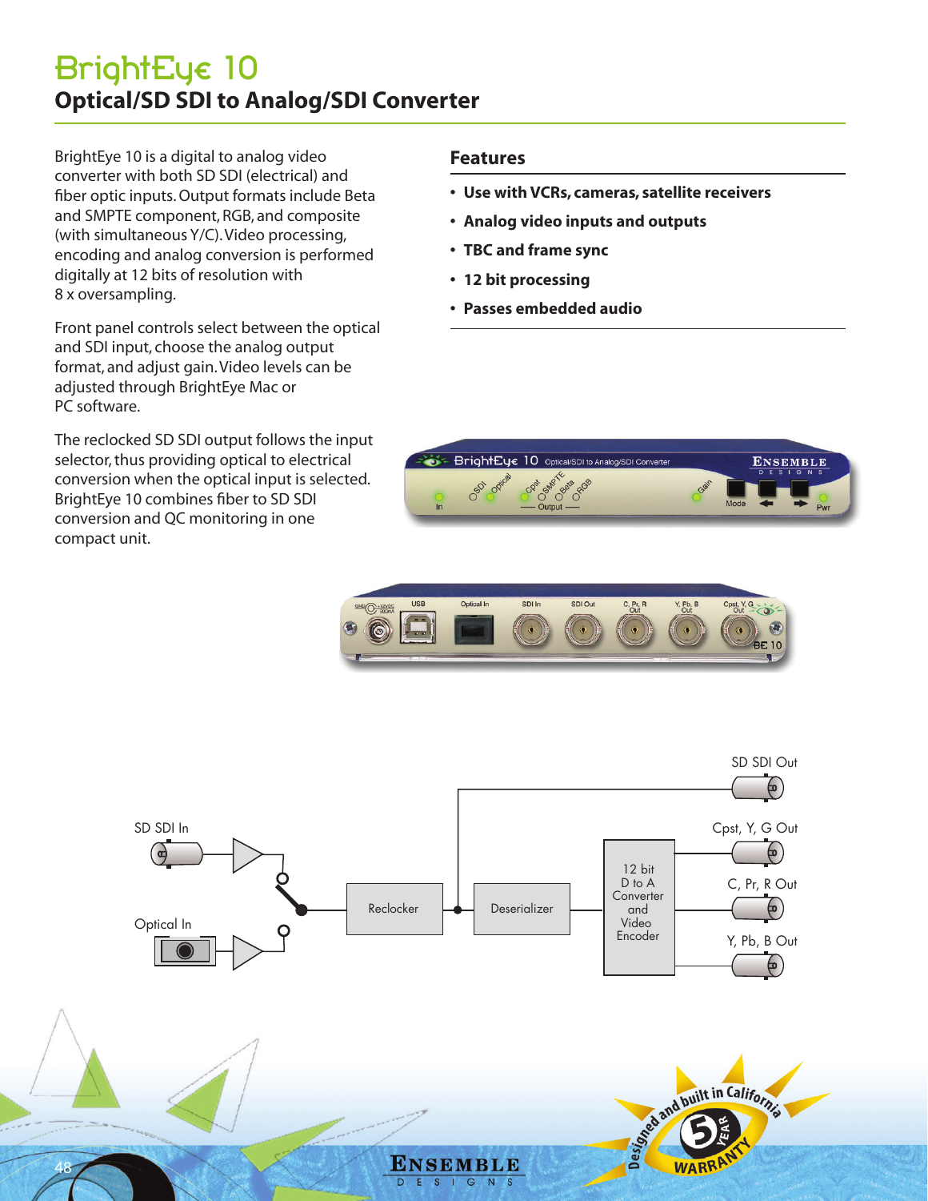# BrightEye 10

## Optical/SD SDI to Analog/SDI Converter

BrightEye 10 is a digital to analog video converter with both SD SDI (electrical) and fiber optic inputs. Output formats include Beta and SMPTE component, RGB, and composite (with simultaneous Y/C). Video processing, encoding and analog conversion is performed digitally at 12 bits of resolution with 8 x oversampling.

Front panel controls select between the optical and SDI input, choose the analog output format, and adjust gain. Video levels can be adjusted through BrightEye Mac or PC software.

The reclocked SD SDI output follows the input selector, thus providing optical to electrical conversion when the optical input is selected. BrightEye 10 combines fiber to SD SDI conversion and QC monitoring in one compact unit.

### Features

- **Use with VCRs, cameras, satellite receivers**
- **Analog video inputs and outputs**
- **TBC and frame sync**
- **12 bit processing**
- **Passes embedded audio**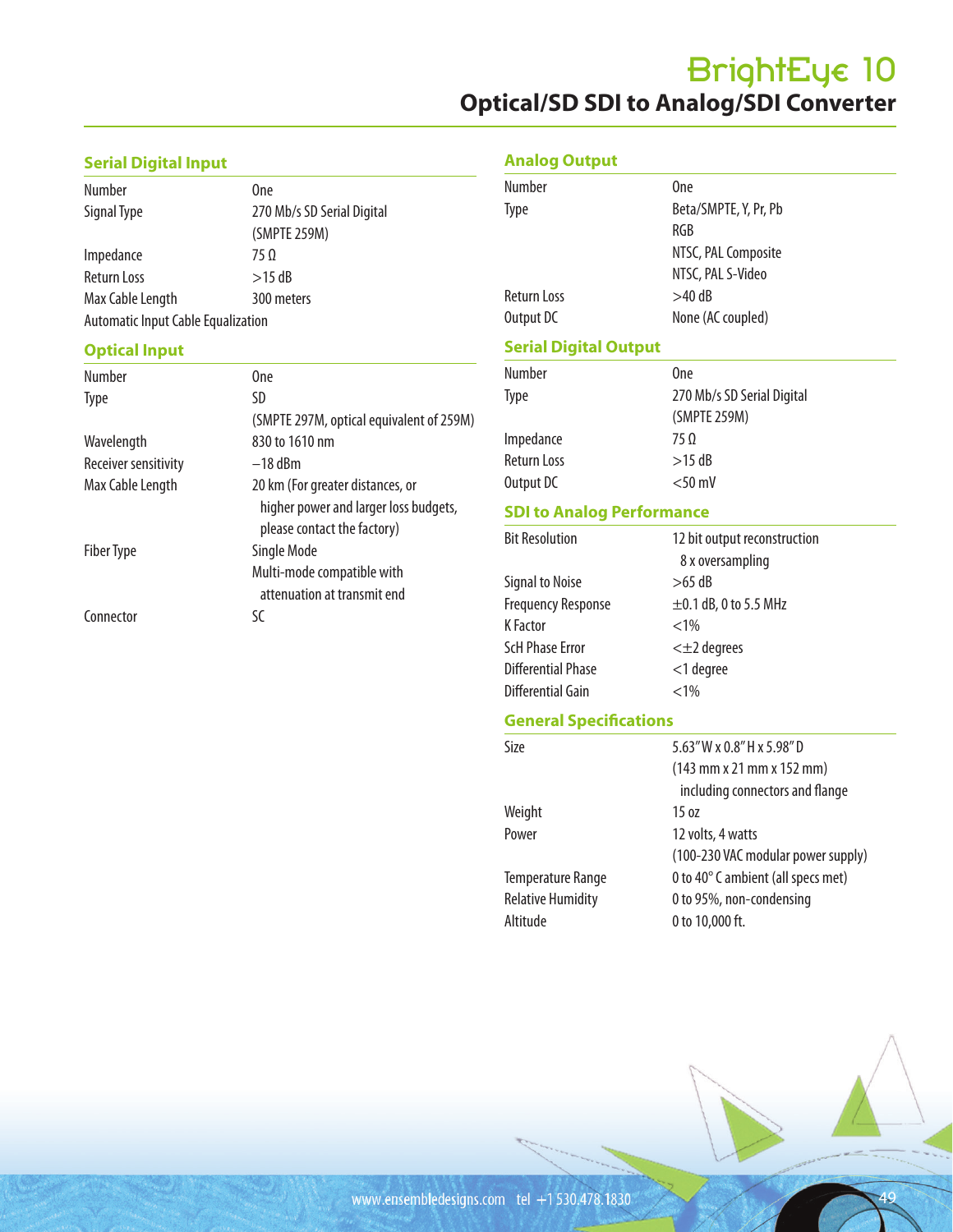# BrightEye 10

## Optical/SD SDI to Analog/SDI Converter

### Serial Digital Input

| | |
|---|---|
| Number | One |
| Signal Type | 270 Mb/s SD Serial Digital (SMPTE 259M) |
| Impedance | 75 Ω |
| Return Loss | >15 dB |
| Max Cable Length | 300 meters |

Automatic Input Cable Equalization

### Optical Input

| | |
|---|---|
| Number | One |
| Type | SD (SMPTE 297M, optical equivalent of 259M) |
| Wavelength | 830 to 1610 nm |
| Receiver sensitivity | –18 dBm |
| Max Cable Length | 20 km (For greater distances, or higher power and larger loss budgets, please contact the factory) |
| Fiber Type | Single Mode<br>Multi-mode compatible with attenuation at transmit end |
| Connector | SC |

### Analog Output

| | |
|---|---|
| Number | One |
| Type | Beta/SMPTE, Y, Pr, Pb<br>RGB<br>NTSC, PAL Composite<br>NTSC, PAL S-Video |
| Return Loss | >40 dB |
| Output DC | None (AC coupled) |

### Serial Digital Output

| | |
|---|---|
| Number | One |
| Type | 270 Mb/s SD Serial Digital (SMPTE 259M) |
| Impedance | 75 Ω |
| Return Loss | >15 dB |
| Output DC | <50 mV |

### SDI to Analog Performance

| | |
|---|---|
| Bit Resolution | 12 bit output reconstruction 8 x oversampling |
| Signal to Noise | >65 dB |
| Frequency Response | ±0.1 dB, 0 to 5.5 MHz |
| K Factor | <1% |
| ScH Phase Error | <±2 degrees |
| Differential Phase | <1 degree |
| Differential Gain | <1% |

### General Specifications

| | |
|---|---|
| Size | 5.63″ W x 0.8″ H x 5.98″ D (143 mm x 21 mm x 152 mm) including connectors and flange |
| Weight | 15 oz |
| Power | 12 volts, 4 watts (100-230 VAC modular power supply) |
| Temperature Range | 0 to 40° C ambient (all specs met) |
| Relative Humidity | 0 to 95%, non-condensing |
| Altitude | 0 to 10,000 ft. |

www.ensembledesigns.com tel +1 530.478.1830